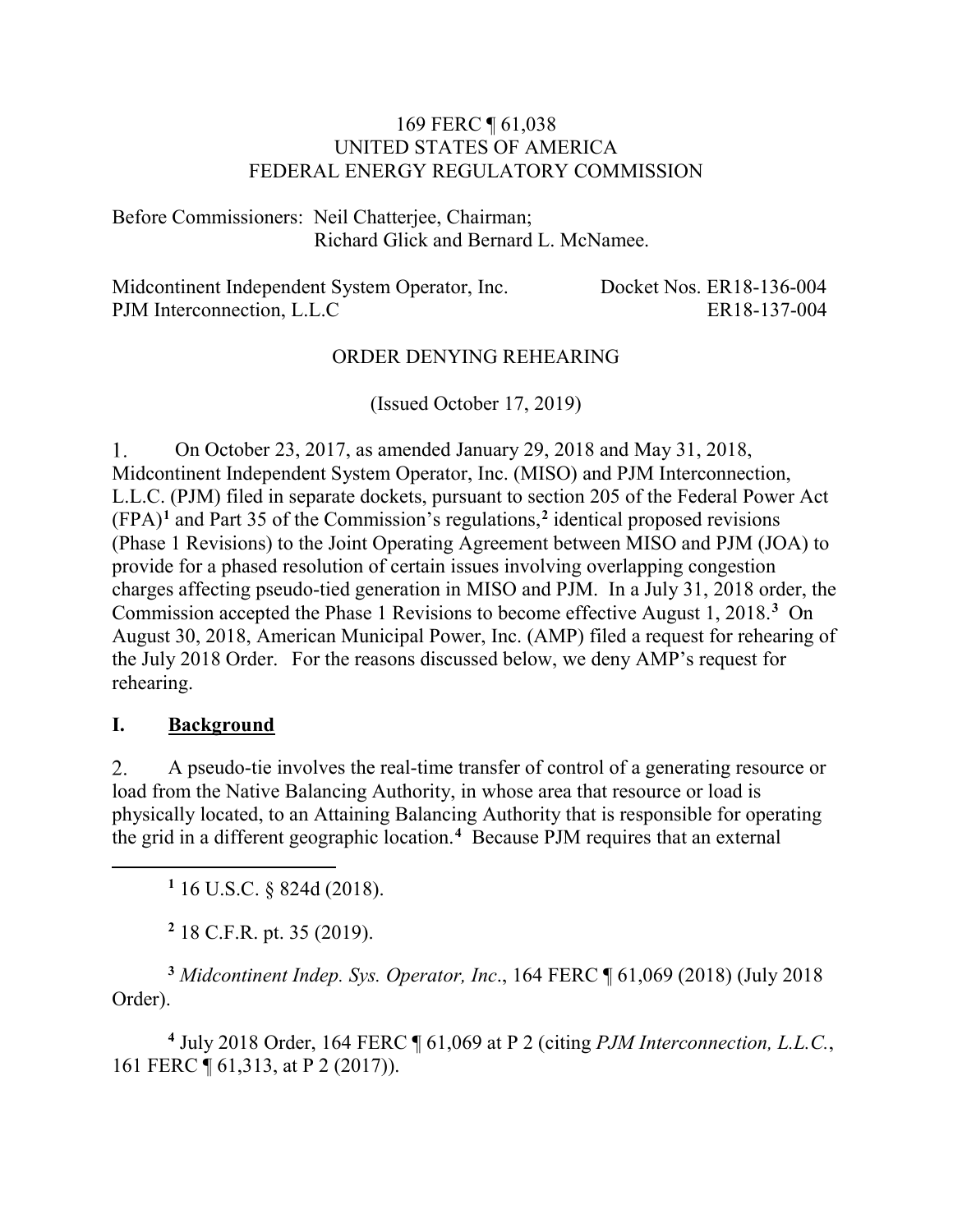169 FERC ¶ 61,038
UNITED STATES OF AMERICA
FEDERAL ENERGY REGULATORY COMMISSION

Before Commissioners: Neil Chatterjee, Chairman;
Richard Glick and Bernard L. McNamee.

Midcontinent Independent System Operator, Inc. Docket Nos. ER18-136-004
PJM Interconnection, L.L.C ER18-137-004

ORDER DENYING REHEARING

(Issued October 17, 2019)

1. On October 23, 2017, as amended January 29, 2018 and May 31, 2018, Midcontinent Independent System Operator, Inc. (MISO) and PJM Interconnection, L.L.C. (PJM) filed in separate dockets, pursuant to section 205 of the Federal Power Act (FPA)[1] and Part 35 of the Commission's regulations,[2] identical proposed revisions (Phase 1 Revisions) to the Joint Operating Agreement between MISO and PJM (JOA) to provide for a phased resolution of certain issues involving overlapping congestion charges affecting pseudo-tied generation in MISO and PJM. In a July 31, 2018 order, the Commission accepted the Phase 1 Revisions to become effective August 1, 2018.[3] On August 30, 2018, American Municipal Power, Inc. (AMP) filed a request for rehearing of the July 2018 Order. For the reasons discussed below, we deny AMP's request for rehearing.

## I. Background

2. A pseudo-tie involves the real-time transfer of control of a generating resource or load from the Native Balancing Authority, in whose area that resource or load is physically located, to an Attaining Balancing Authority that is responsible for operating the grid in a different geographic location.[4] Because PJM requires that an external

---

[1] 16 U.S.C. § 824d (2018).

[2] 18 C.F.R. pt. 35 (2019).

[3] *Midcontinent Indep. Sys. Operator, Inc.*, 164 FERC ¶ 61,069 (2018) (July 2018 Order).

[4] July 2018 Order, 164 FERC ¶ 61,069 at P 2 (citing *PJM Interconnection, L.L.C.*, 161 FERC ¶ 61,313, at P 2 (2017)).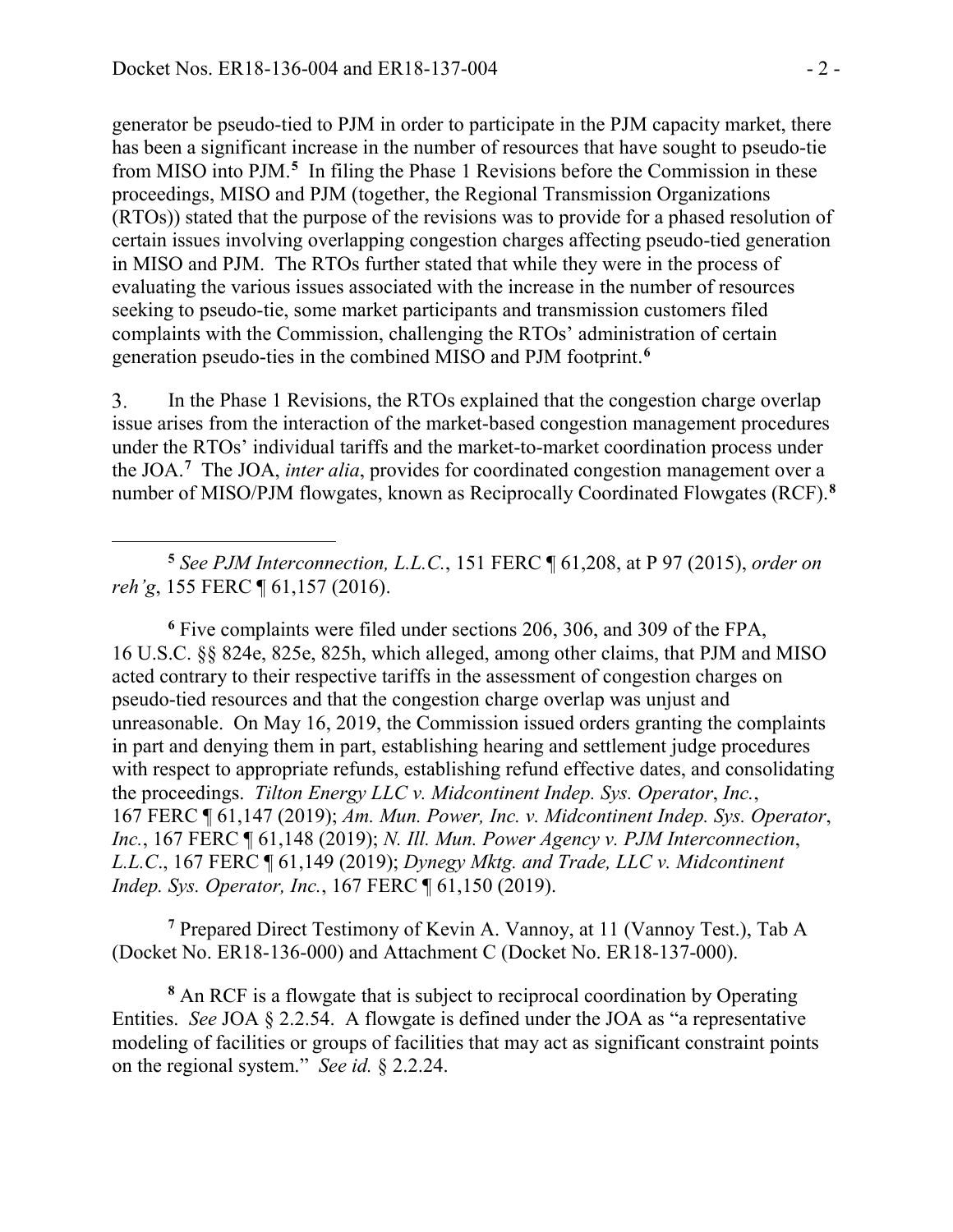generator be pseudo-tied to PJM in order to participate in the PJM capacity market, there has been a significant increase in the number of resources that have sought to pseudo-tie from MISO into PJM.[5] In filing the Phase 1 Revisions before the Commission in these proceedings, MISO and PJM (together, the Regional Transmission Organizations (RTOs)) stated that the purpose of the revisions was to provide for a phased resolution of certain issues involving overlapping congestion charges affecting pseudo-tied generation in MISO and PJM. The RTOs further stated that while they were in the process of evaluating the various issues associated with the increase in the number of resources seeking to pseudo-tie, some market participants and transmission customers filed complaints with the Commission, challenging the RTOs' administration of certain generation pseudo-ties in the combined MISO and PJM footprint.[6]

3. In the Phase 1 Revisions, the RTOs explained that the congestion charge overlap issue arises from the interaction of the market-based congestion management procedures under the RTOs' individual tariffs and the market-to-market coordination process under the JOA.[7] The JOA, *inter alia*, provides for coordinated congestion management over a number of MISO/PJM flowgates, known as Reciprocally Coordinated Flowgates (RCF).[8]

---

[5] *See PJM Interconnection, L.L.C.*, 151 FERC ¶ 61,208, at P 97 (2015), *order on reh'g*, 155 FERC ¶ 61,157 (2016).

[6] Five complaints were filed under sections 206, 306, and 309 of the FPA, 16 U.S.C. §§ 824e, 825e, 825h, which alleged, among other claims, that PJM and MISO acted contrary to their respective tariffs in the assessment of congestion charges on pseudo-tied resources and that the congestion charge overlap was unjust and unreasonable. On May 16, 2019, the Commission issued orders granting the complaints in part and denying them in part, establishing hearing and settlement judge procedures with respect to appropriate refunds, establishing refund effective dates, and consolidating the proceedings. *Tilton Energy LLC v. Midcontinent Indep. Sys. Operator*, *Inc.*, 167 FERC ¶ 61,147 (2019); *Am. Mun. Power, Inc. v. Midcontinent Indep. Sys. Operator*, *Inc.*, 167 FERC ¶ 61,148 (2019); *N. Ill. Mun. Power Agency v. PJM Interconnection*, *L.L.C*., 167 FERC ¶ 61,149 (2019); *Dynegy Mktg. and Trade, LLC v. Midcontinent Indep. Sys. Operator, Inc.*, 167 FERC ¶ 61,150 (2019).

[7] Prepared Direct Testimony of Kevin A. Vannoy, at 11 (Vannoy Test.), Tab A (Docket No. ER18-136-000) and Attachment C (Docket No. ER18-137-000).

[8] An RCF is a flowgate that is subject to reciprocal coordination by Operating Entities. *See* JOA § 2.2.54. A flowgate is defined under the JOA as "a representative modeling of facilities or groups of facilities that may act as significant constraint points on the regional system." *See id.* § 2.2.24.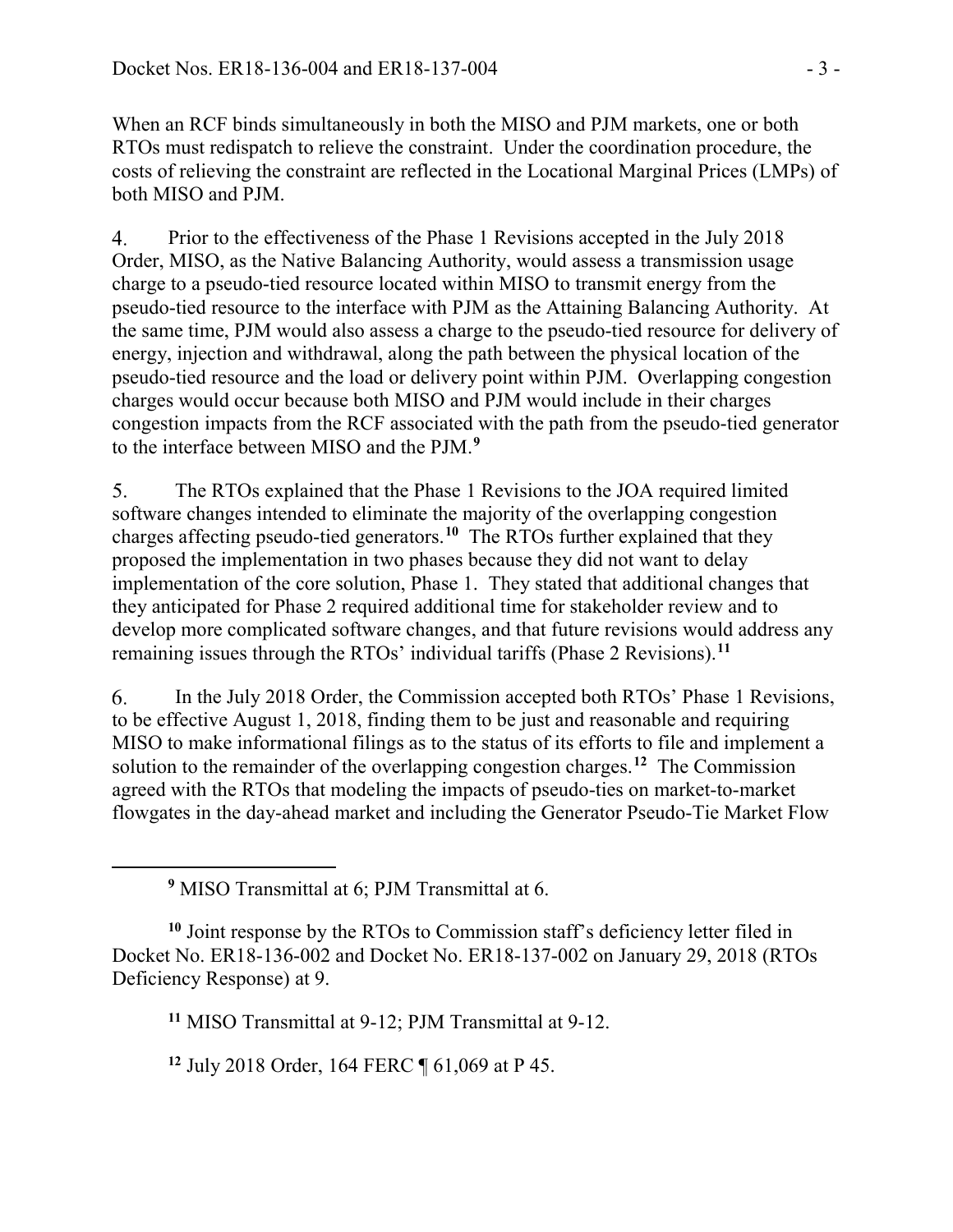When an RCF binds simultaneously in both the MISO and PJM markets, one or both RTOs must redispatch to relieve the constraint. Under the coordination procedure, the costs of relieving the constraint are reflected in the Locational Marginal Prices (LMPs) of both MISO and PJM.

4. Prior to the effectiveness of the Phase 1 Revisions accepted in the July 2018 Order, MISO, as the Native Balancing Authority, would assess a transmission usage charge to a pseudo-tied resource located within MISO to transmit energy from the pseudo-tied resource to the interface with PJM as the Attaining Balancing Authority. At the same time, PJM would also assess a charge to the pseudo-tied resource for delivery of energy, injection and withdrawal, along the path between the physical location of the pseudo-tied resource and the load or delivery point within PJM. Overlapping congestion charges would occur because both MISO and PJM would include in their charges congestion impacts from the RCF associated with the path from the pseudo-tied generator to the interface between MISO and the PJM.[9]

5. The RTOs explained that the Phase 1 Revisions to the JOA required limited software changes intended to eliminate the majority of the overlapping congestion charges affecting pseudo-tied generators.[10] The RTOs further explained that they proposed the implementation in two phases because they did not want to delay implementation of the core solution, Phase 1. They stated that additional changes that they anticipated for Phase 2 required additional time for stakeholder review and to develop more complicated software changes, and that future revisions would address any remaining issues through the RTOs' individual tariffs (Phase 2 Revisions).[11]

6. In the July 2018 Order, the Commission accepted both RTOs' Phase 1 Revisions, to be effective August 1, 2018, finding them to be just and reasonable and requiring MISO to make informational filings as to the status of its efforts to file and implement a solution to the remainder of the overlapping congestion charges.[12] The Commission agreed with the RTOs that modeling the impacts of pseudo-ties on market-to-market flowgates in the day-ahead market and including the Generator Pseudo-Tie Market Flow

[9] MISO Transmittal at 6; PJM Transmittal at 6.

[10] Joint response by the RTOs to Commission staff's deficiency letter filed in Docket No. ER18-136-002 and Docket No. ER18-137-002 on January 29, 2018 (RTOs Deficiency Response) at 9.

[11] MISO Transmittal at 9-12; PJM Transmittal at 9-12.

[12] July 2018 Order, 164 FERC ¶ 61,069 at P 45.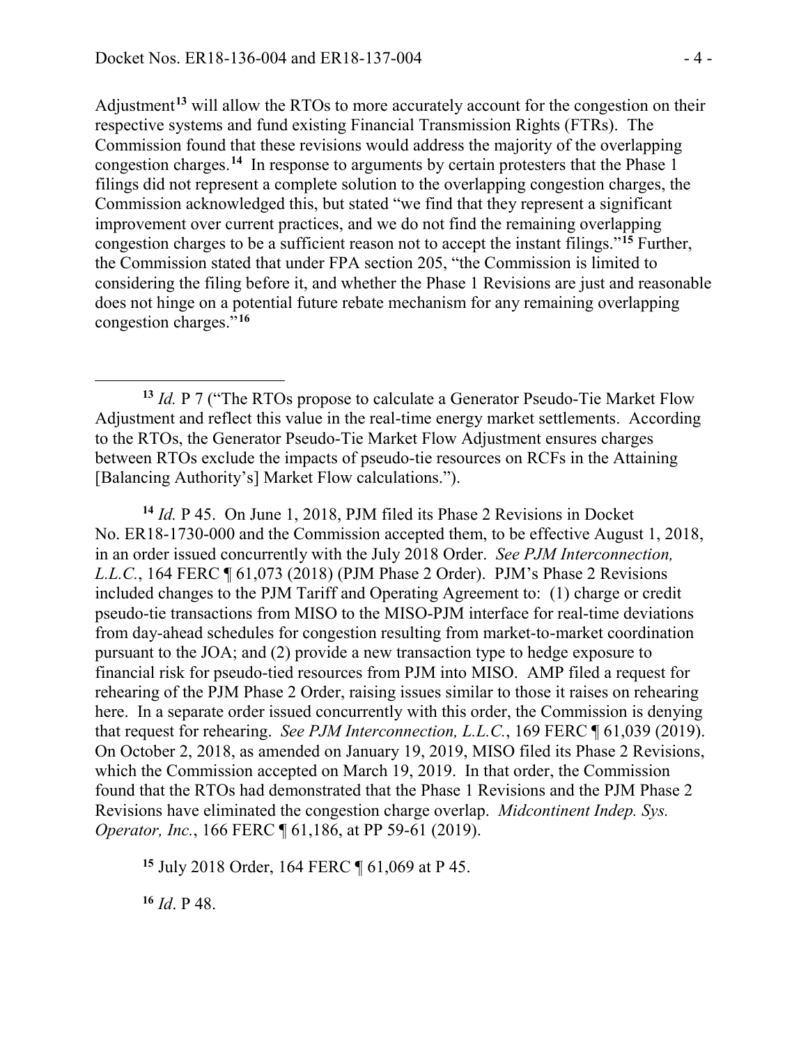Adjustment[13] will allow the RTOs to more accurately account for the congestion on their respective systems and fund existing Financial Transmission Rights (FTRs). The Commission found that these revisions would address the majority of the overlapping congestion charges.[14] In response to arguments by certain protesters that the Phase 1 filings did not represent a complete solution to the overlapping congestion charges, the Commission acknowledged this, but stated "we find that they represent a significant improvement over current practices, and we do not find the remaining overlapping congestion charges to be a sufficient reason not to accept the instant filings."[15] Further, the Commission stated that under FPA section 205, "the Commission is limited to considering the filing before it, and whether the Phase 1 Revisions are just and reasonable does not hinge on a potential future rebate mechanism for any remaining overlapping congestion charges."[16]

---

[13] *Id.* P 7 ("The RTOs propose to calculate a Generator Pseudo-Tie Market Flow Adjustment and reflect this value in the real-time energy market settlements. According to the RTOs, the Generator Pseudo-Tie Market Flow Adjustment ensures charges between RTOs exclude the impacts of pseudo-tie resources on RCFs in the Attaining [Balancing Authority's] Market Flow calculations.").

[14] *Id.* P 45. On June 1, 2018, PJM filed its Phase 2 Revisions in Docket No. ER18-1730-000 and the Commission accepted them, to be effective August 1, 2018, in an order issued concurrently with the July 2018 Order. *See PJM Interconnection, L.L.C.*, 164 FERC ¶ 61,073 (2018) (PJM Phase 2 Order). PJM's Phase 2 Revisions included changes to the PJM Tariff and Operating Agreement to: (1) charge or credit pseudo-tie transactions from MISO to the MISO-PJM interface for real-time deviations from day-ahead schedules for congestion resulting from market-to-market coordination pursuant to the JOA; and (2) provide a new transaction type to hedge exposure to financial risk for pseudo-tied resources from PJM into MISO. AMP filed a request for rehearing of the PJM Phase 2 Order, raising issues similar to those it raises on rehearing here. In a separate order issued concurrently with this order, the Commission is denying that request for rehearing. *See PJM Interconnection, L.L.C.*, 169 FERC ¶ 61,039 (2019). On October 2, 2018, as amended on January 19, 2019, MISO filed its Phase 2 Revisions, which the Commission accepted on March 19, 2019. In that order, the Commission found that the RTOs had demonstrated that the Phase 1 Revisions and the PJM Phase 2 Revisions have eliminated the congestion charge overlap. *Midcontinent Indep. Sys. Operator, Inc.*, 166 FERC ¶ 61,186, at PP 59-61 (2019).

[15] July 2018 Order, 164 FERC ¶ 61,069 at P 45.

[16] *Id*. P 48.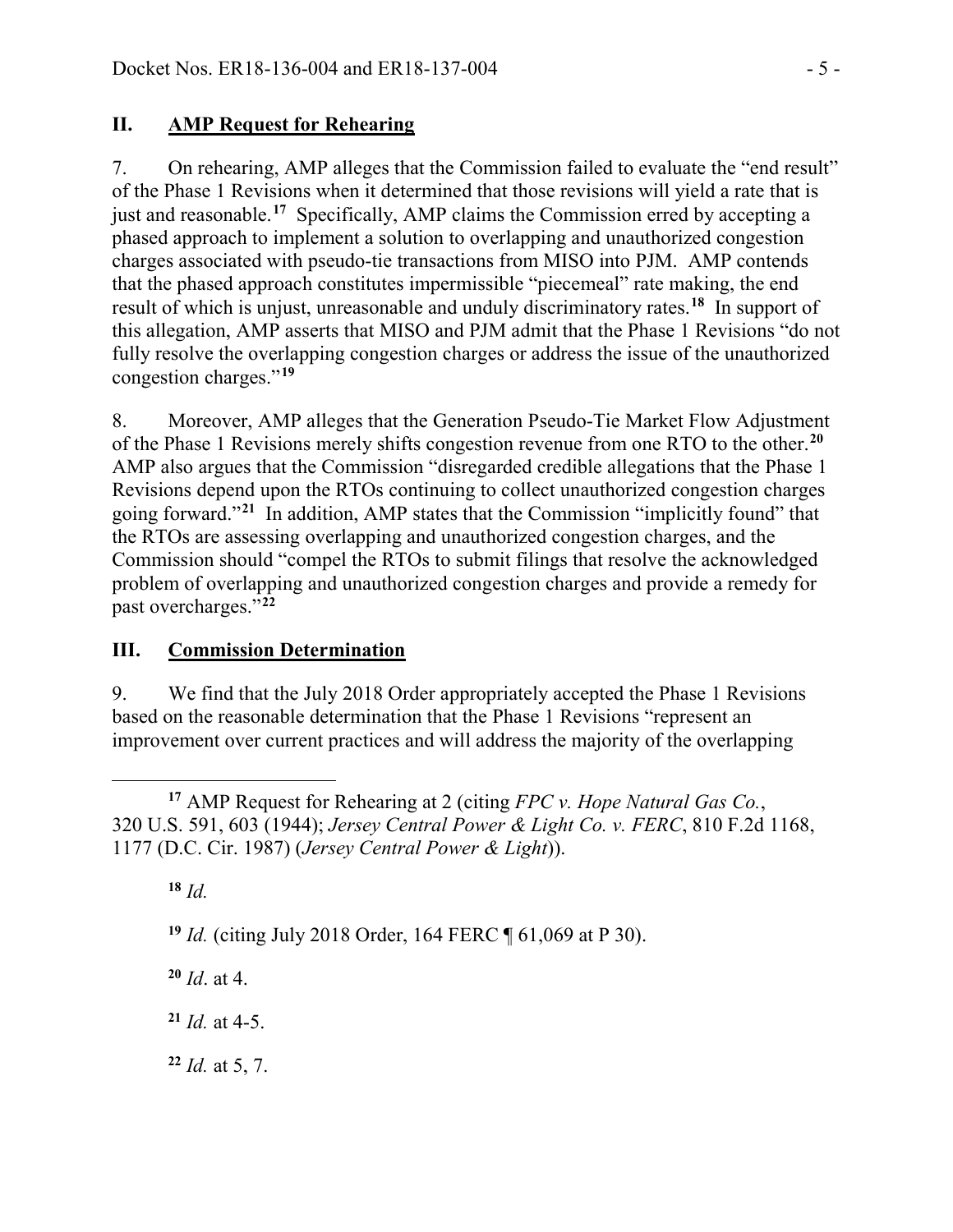## II. AMP Request for Rehearing

7. On rehearing, AMP alleges that the Commission failed to evaluate the "end result" of the Phase 1 Revisions when it determined that those revisions will yield a rate that is just and reasonable.[17] Specifically, AMP claims the Commission erred by accepting a phased approach to implement a solution to overlapping and unauthorized congestion charges associated with pseudo-tie transactions from MISO into PJM. AMP contends that the phased approach constitutes impermissible "piecemeal" rate making, the end result of which is unjust, unreasonable and unduly discriminatory rates.[18] In support of this allegation, AMP asserts that MISO and PJM admit that the Phase 1 Revisions "do not fully resolve the overlapping congestion charges or address the issue of the unauthorized congestion charges."[19]

8. Moreover, AMP alleges that the Generation Pseudo-Tie Market Flow Adjustment of the Phase 1 Revisions merely shifts congestion revenue from one RTO to the other.[20] AMP also argues that the Commission "disregarded credible allegations that the Phase 1 Revisions depend upon the RTOs continuing to collect unauthorized congestion charges going forward."[21] In addition, AMP states that the Commission "implicitly found" that the RTOs are assessing overlapping and unauthorized congestion charges, and the Commission should "compel the RTOs to submit filings that resolve the acknowledged problem of overlapping and unauthorized congestion charges and provide a remedy for past overcharges."[22]

## III. Commission Determination

9. We find that the July 2018 Order appropriately accepted the Phase 1 Revisions based on the reasonable determination that the Phase 1 Revisions "represent an improvement over current practices and will address the majority of the overlapping

---

[17] AMP Request for Rehearing at 2 (citing *FPC v. Hope Natural Gas Co.*, 320 U.S. 591, 603 (1944); *Jersey Central Power & Light Co. v. FERC*, 810 F.2d 1168, 1177 (D.C. Cir. 1987) (*Jersey Central Power & Light*)).

[18] *Id.*

[19] *Id.* (citing July 2018 Order, 164 FERC ¶ 61,069 at P 30).

[20] *Id*. at 4.

[21] *Id.* at 4-5.

[22] *Id.* at 5, 7.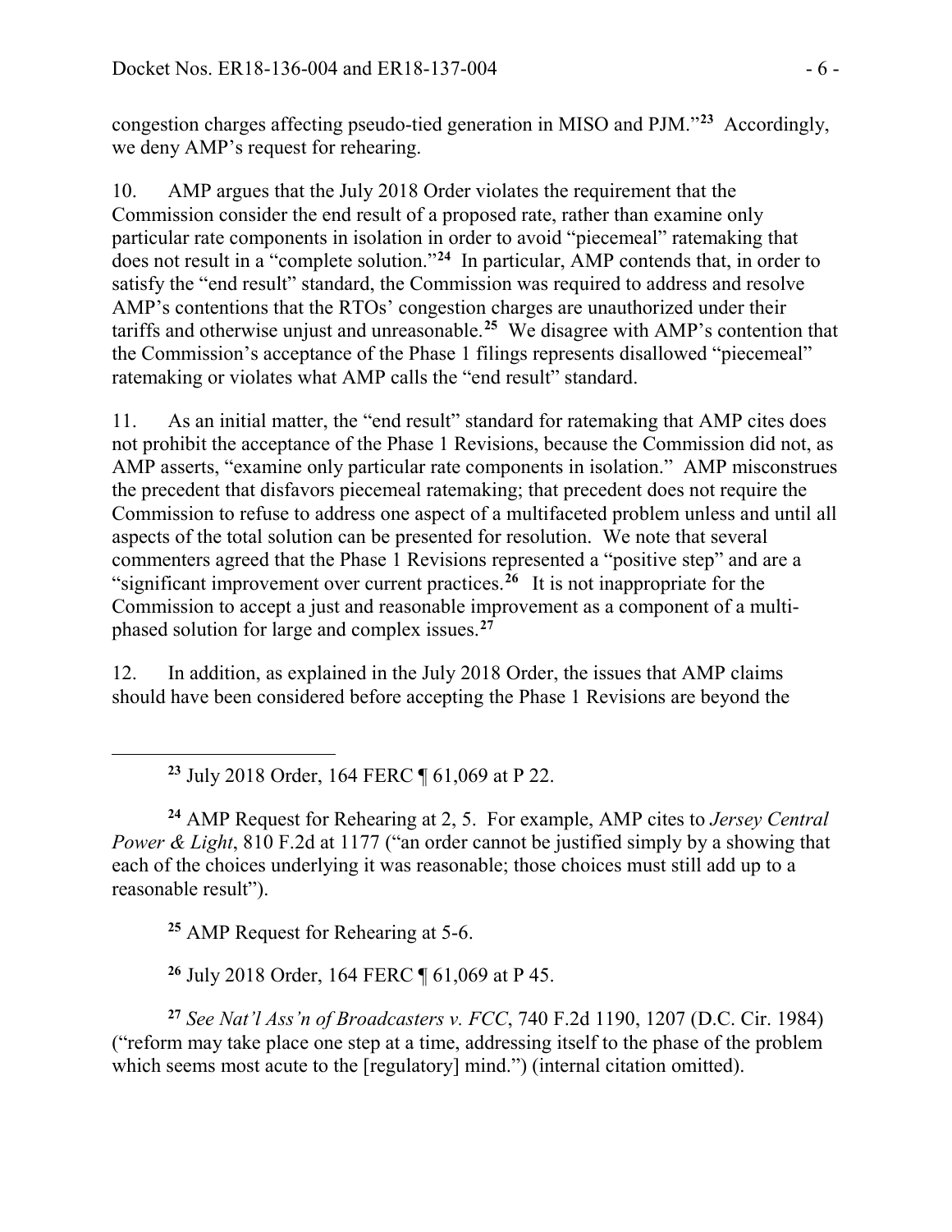congestion charges affecting pseudo-tied generation in MISO and PJM."[23] Accordingly, we deny AMP's request for rehearing.

10. AMP argues that the July 2018 Order violates the requirement that the Commission consider the end result of a proposed rate, rather than examine only particular rate components in isolation in order to avoid "piecemeal" ratemaking that does not result in a "complete solution."[24] In particular, AMP contends that, in order to satisfy the "end result" standard, the Commission was required to address and resolve AMP's contentions that the RTOs' congestion charges are unauthorized under their tariffs and otherwise unjust and unreasonable.[25] We disagree with AMP's contention that the Commission's acceptance of the Phase 1 filings represents disallowed "piecemeal" ratemaking or violates what AMP calls the "end result" standard.

11. As an initial matter, the "end result" standard for ratemaking that AMP cites does not prohibit the acceptance of the Phase 1 Revisions, because the Commission did not, as AMP asserts, "examine only particular rate components in isolation." AMP misconstrues the precedent that disfavors piecemeal ratemaking; that precedent does not require the Commission to refuse to address one aspect of a multifaceted problem unless and until all aspects of the total solution can be presented for resolution. We note that several commenters agreed that the Phase 1 Revisions represented a "positive step" and are a "significant improvement over current practices.[26] It is not inappropriate for the Commission to accept a just and reasonable improvement as a component of a multi-phased solution for large and complex issues.[27]

12. In addition, as explained in the July 2018 Order, the issues that AMP claims should have been considered before accepting the Phase 1 Revisions are beyond the

---

[23] July 2018 Order, 164 FERC ¶ 61,069 at P 22.

[24] AMP Request for Rehearing at 2, 5. For example, AMP cites to *Jersey Central Power & Light*, 810 F.2d at 1177 ("an order cannot be justified simply by a showing that each of the choices underlying it was reasonable; those choices must still add up to a reasonable result").

[25] AMP Request for Rehearing at 5-6.

[26] July 2018 Order, 164 FERC ¶ 61,069 at P 45.

[27] *See Nat'l Ass'n of Broadcasters v. FCC*, 740 F.2d 1190, 1207 (D.C. Cir. 1984) ("reform may take place one step at a time, addressing itself to the phase of the problem which seems most acute to the [regulatory] mind.") (internal citation omitted).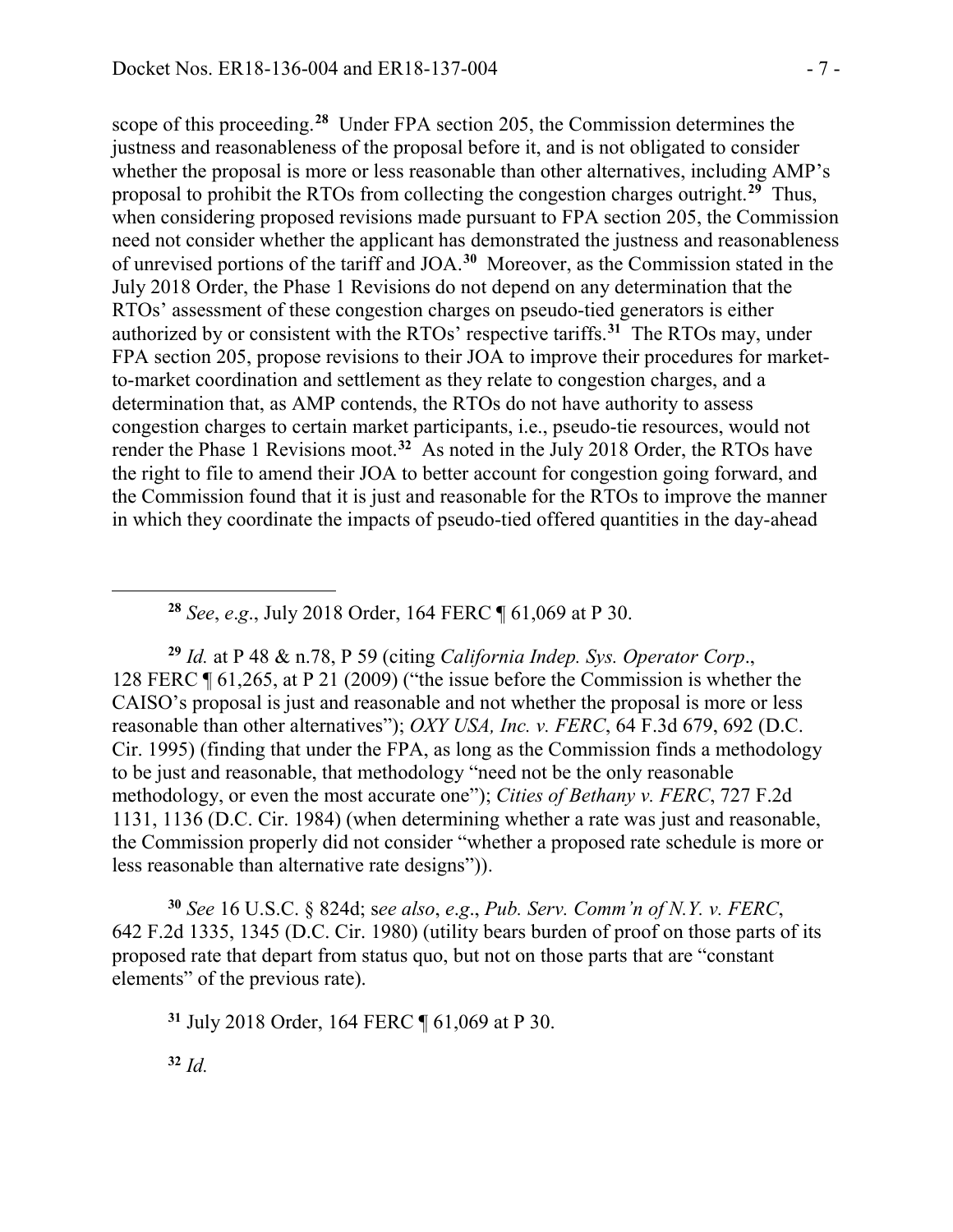scope of this proceeding.[28] Under FPA section 205, the Commission determines the justness and reasonableness of the proposal before it, and is not obligated to consider whether the proposal is more or less reasonable than other alternatives, including AMP's proposal to prohibit the RTOs from collecting the congestion charges outright.[29] Thus, when considering proposed revisions made pursuant to FPA section 205, the Commission need not consider whether the applicant has demonstrated the justness and reasonableness of unrevised portions of the tariff and JOA.[30] Moreover, as the Commission stated in the July 2018 Order, the Phase 1 Revisions do not depend on any determination that the RTOs' assessment of these congestion charges on pseudo-tied generators is either authorized by or consistent with the RTOs' respective tariffs.[31] The RTOs may, under FPA section 205, propose revisions to their JOA to improve their procedures for market-to-market coordination and settlement as they relate to congestion charges, and a determination that, as AMP contends, the RTOs do not have authority to assess congestion charges to certain market participants, i.e., pseudo-tie resources, would not render the Phase 1 Revisions moot.[32] As noted in the July 2018 Order, the RTOs have the right to file to amend their JOA to better account for congestion going forward, and the Commission found that it is just and reasonable for the RTOs to improve the manner in which they coordinate the impacts of pseudo-tied offered quantities in the day-ahead

---

[28] *See*, *e.g*., July 2018 Order, 164 FERC ¶ 61,069 at P 30.

[29] *Id.* at P 48 & n.78, P 59 (citing *California Indep. Sys. Operator Corp*., 128 FERC ¶ 61,265, at P 21 (2009) ("the issue before the Commission is whether the CAISO's proposal is just and reasonable and not whether the proposal is more or less reasonable than other alternatives"); *OXY USA, Inc. v. FERC*, 64 F.3d 679, 692 (D.C. Cir. 1995) (finding that under the FPA, as long as the Commission finds a methodology to be just and reasonable, that methodology "need not be the only reasonable methodology, or even the most accurate one"); *Cities of Bethany v. FERC*, 727 F.2d 1131, 1136 (D.C. Cir. 1984) (when determining whether a rate was just and reasonable, the Commission properly did not consider "whether a proposed rate schedule is more or less reasonable than alternative rate designs")).

[30] *See* 16 U.S.C. § 824d; s*ee also*, *e.g*., *Pub. Serv. Comm'n of N.Y. v. FERC*, 642 F.2d 1335, 1345 (D.C. Cir. 1980) (utility bears burden of proof on those parts of its proposed rate that depart from status quo, but not on those parts that are "constant elements" of the previous rate).

[31] July 2018 Order, 164 FERC ¶ 61,069 at P 30.

[32] *Id.*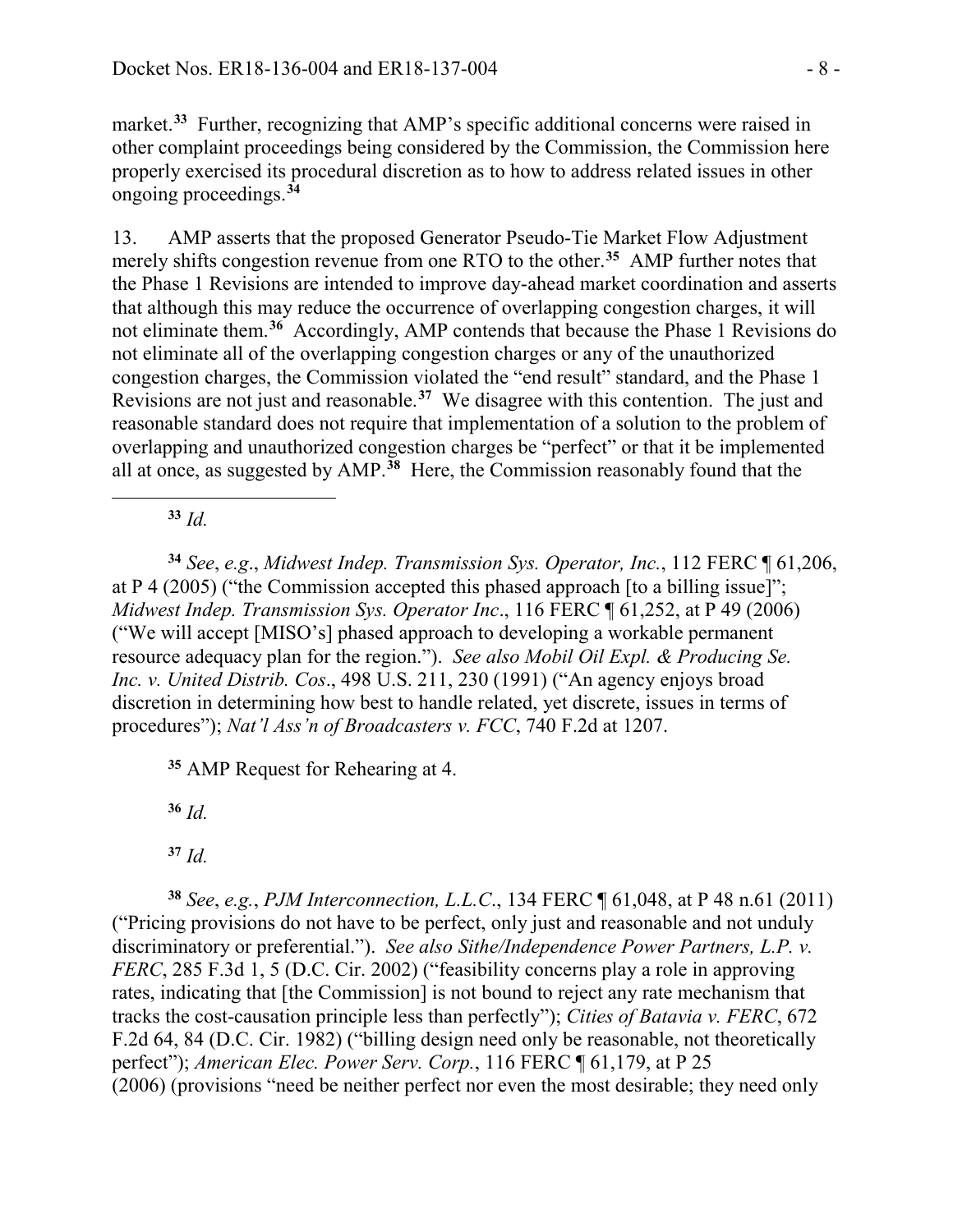market.[33] Further, recognizing that AMP's specific additional concerns were raised in other complaint proceedings being considered by the Commission, the Commission here properly exercised its procedural discretion as to how to address related issues in other ongoing proceedings.[34]

13. AMP asserts that the proposed Generator Pseudo-Tie Market Flow Adjustment merely shifts congestion revenue from one RTO to the other.[35] AMP further notes that the Phase 1 Revisions are intended to improve day-ahead market coordination and asserts that although this may reduce the occurrence of overlapping congestion charges, it will not eliminate them.[36] Accordingly, AMP contends that because the Phase 1 Revisions do not eliminate all of the overlapping congestion charges or any of the unauthorized congestion charges, the Commission violated the "end result" standard, and the Phase 1 Revisions are not just and reasonable.[37] We disagree with this contention. The just and reasonable standard does not require that implementation of a solution to the problem of overlapping and unauthorized congestion charges be "perfect" or that it be implemented all at once, as suggested by AMP.[38] Here, the Commission reasonably found that the

---

[33] *Id.*

[34] *See*, *e.g.*, *Midwest Indep. Transmission Sys. Operator, Inc.*, 112 FERC ¶ 61,206, at P 4 (2005) ("the Commission accepted this phased approach [to a billing issue]"; *Midwest Indep. Transmission Sys. Operator Inc*., 116 FERC ¶ 61,252, at P 49 (2006) ("We will accept [MISO's] phased approach to developing a workable permanent resource adequacy plan for the region."). *See also Mobil Oil Expl. & Producing Se. Inc. v. United Distrib. Cos*., 498 U.S. 211, 230 (1991) ("An agency enjoys broad discretion in determining how best to handle related, yet discrete, issues in terms of procedures"); *Nat'l Ass'n of Broadcasters v. FCC*, 740 F.2d at 1207.

[35] AMP Request for Rehearing at 4.

[36] *Id.*

[37] *Id.*

[38] *See*, *e.g.*, *PJM Interconnection, L.L.C*., 134 FERC ¶ 61,048, at P 48 n.61 (2011) ("Pricing provisions do not have to be perfect, only just and reasonable and not unduly discriminatory or preferential."). *See also Sithe/Independence Power Partners, L.P. v. FERC*, 285 F.3d 1, 5 (D.C. Cir. 2002) ("feasibility concerns play a role in approving rates, indicating that [the Commission] is not bound to reject any rate mechanism that tracks the cost-causation principle less than perfectly"); *Cities of Batavia v. FERC*, 672 F.2d 64, 84 (D.C. Cir. 1982) ("billing design need only be reasonable, not theoretically perfect"); *American Elec. Power Serv. Corp.*, 116 FERC ¶ 61,179, at P 25 (2006) (provisions "need be neither perfect nor even the most desirable; they need only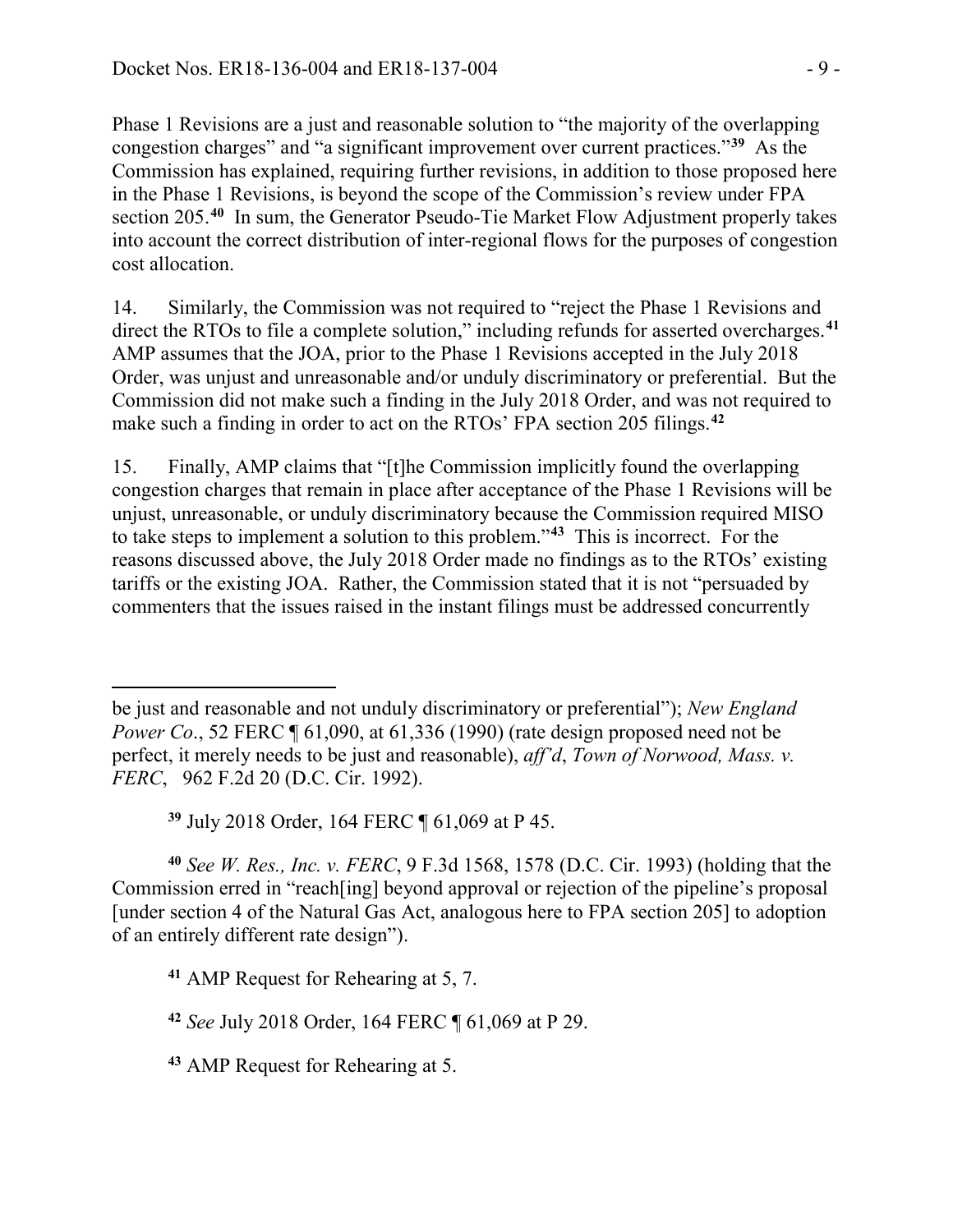Phase 1 Revisions are a just and reasonable solution to "the majority of the overlapping congestion charges" and "a significant improvement over current practices."[39] As the Commission has explained, requiring further revisions, in addition to those proposed here in the Phase 1 Revisions, is beyond the scope of the Commission's review under FPA section 205.[40] In sum, the Generator Pseudo-Tie Market Flow Adjustment properly takes into account the correct distribution of inter-regional flows for the purposes of congestion cost allocation.

14. Similarly, the Commission was not required to "reject the Phase 1 Revisions and direct the RTOs to file a complete solution," including refunds for asserted overcharges.[41] AMP assumes that the JOA, prior to the Phase 1 Revisions accepted in the July 2018 Order, was unjust and unreasonable and/or unduly discriminatory or preferential. But the Commission did not make such a finding in the July 2018 Order, and was not required to make such a finding in order to act on the RTOs' FPA section 205 filings.[42]

15. Finally, AMP claims that "[t]he Commission implicitly found the overlapping congestion charges that remain in place after acceptance of the Phase 1 Revisions will be unjust, unreasonable, or unduly discriminatory because the Commission required MISO to take steps to implement a solution to this problem."[43] This is incorrect. For the reasons discussed above, the July 2018 Order made no findings as to the RTOs' existing tariffs or the existing JOA. Rather, the Commission stated that it is not "persuaded by commenters that the issues raised in the instant filings must be addressed concurrently

---

be just and reasonable and not unduly discriminatory or preferential"); *New England Power Co*., 52 FERC ¶ 61,090, at 61,336 (1990) (rate design proposed need not be perfect, it merely needs to be just and reasonable), *aff'd*, *Town of Norwood, Mass. v. FERC*, 962 F.2d 20 (D.C. Cir. 1992).

[39] July 2018 Order, 164 FERC ¶ 61,069 at P 45.

[40] *See W. Res., Inc. v. FERC*, 9 F.3d 1568, 1578 (D.C. Cir. 1993) (holding that the Commission erred in "reach[ing] beyond approval or rejection of the pipeline's proposal [under section 4 of the Natural Gas Act, analogous here to FPA section 205] to adoption of an entirely different rate design").

[41] AMP Request for Rehearing at 5, 7.

[42] *See* July 2018 Order, 164 FERC ¶ 61,069 at P 29.

[43] AMP Request for Rehearing at 5.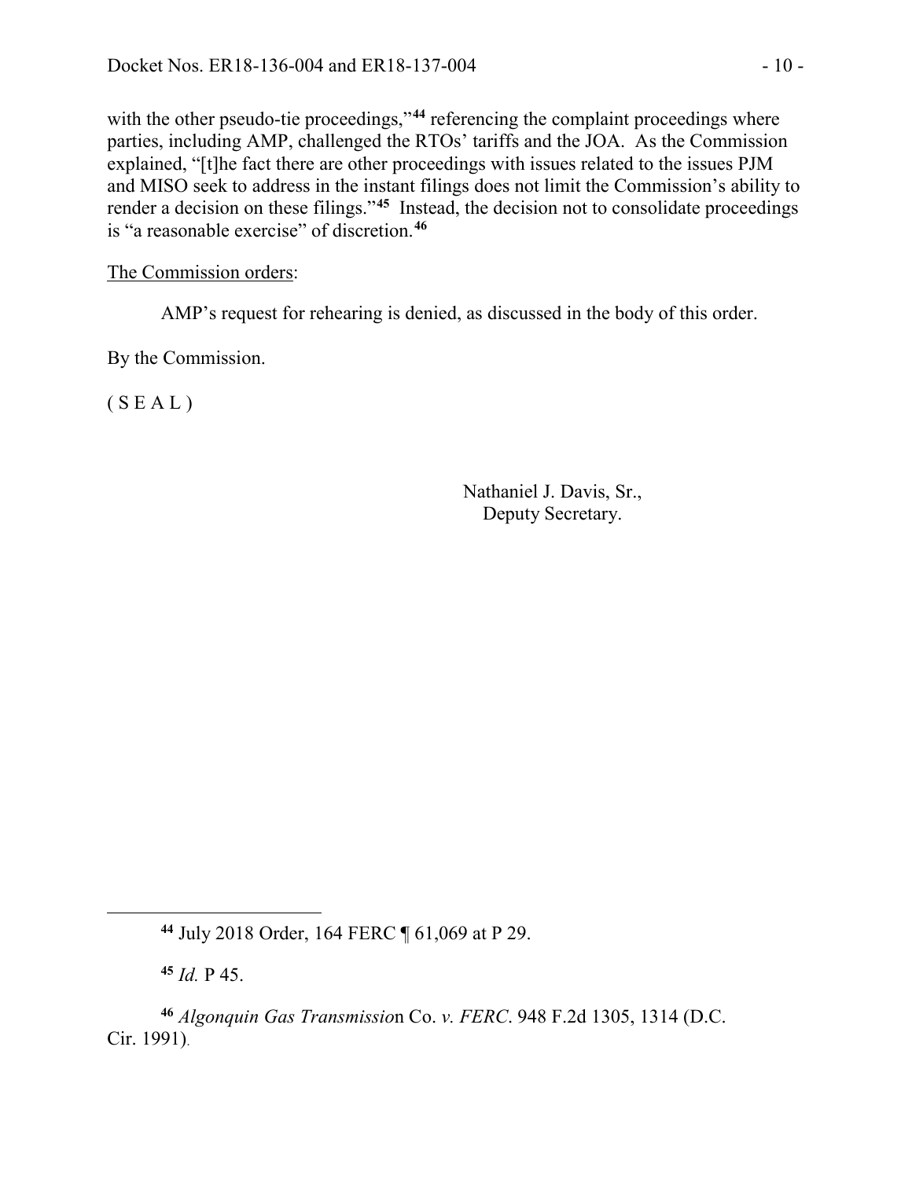with the other pseudo-tie proceedings,"[44] referencing the complaint proceedings where parties, including AMP, challenged the RTOs' tariffs and the JOA. As the Commission explained, "[t]he fact there are other proceedings with issues related to the issues PJM and MISO seek to address in the instant filings does not limit the Commission's ability to render a decision on these filings."[45] Instead, the decision not to consolidate proceedings is "a reasonable exercise" of discretion.[46]

The Commission orders:

AMP's request for rehearing is denied, as discussed in the body of this order.

By the Commission.

( S E A L )

Nathaniel J. Davis, Sr.,
Deputy Secretary.

---

[44] July 2018 Order, 164 FERC ¶ 61,069 at P 29.

[45] *Id.* P 45.

[46] *Algonquin Gas Transmissio*n Co. *v. FERC*. 948 F.2d 1305, 1314 (D.C. Cir. 1991).